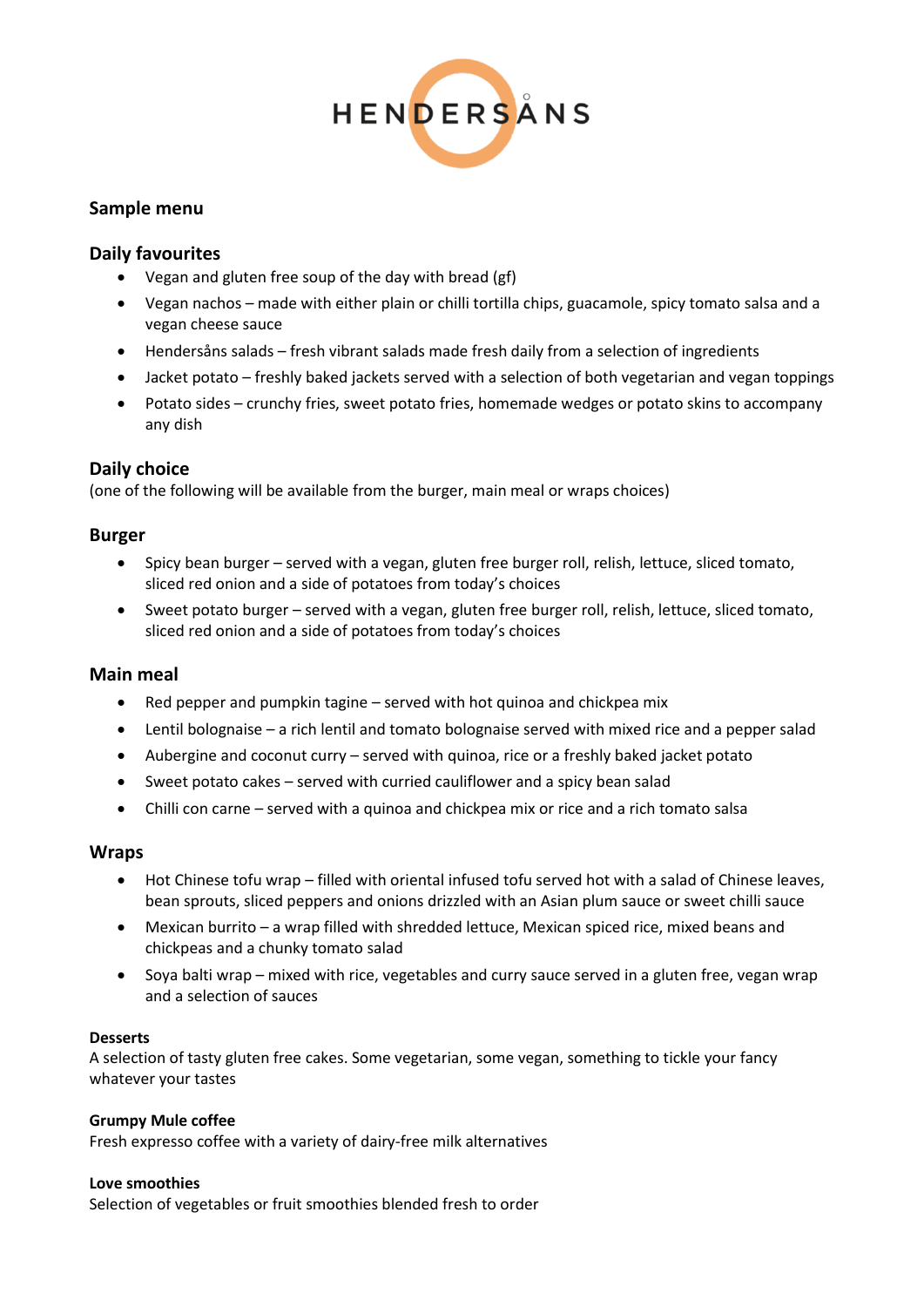# HENDERSÅNS

## Sample menu

## Daily favourites

- Vegan and gluten free soup of the day with bread (gf)
- Vegan nachos – made with either plain or chilli tortilla chips, guacamole, spicy tomato salsa and a vegan cheese sauce
- Hendersåns salads – fresh vibrant salads made fresh daily from a selection of ingredients
- Jacket potato – freshly baked jackets served with a selection of both vegetarian and vegan toppings
- Potato sides – crunchy fries, sweet potato fries, homemade wedges or potato skins to accompany any dish

## Daily choice

(one of the following will be available from the burger, main meal or wraps choices)

## Burger

- Spicy bean burger – served with a vegan, gluten free burger roll, relish, lettuce, sliced tomato, sliced red onion and a side of potatoes from today's choices
- Sweet potato burger – served with a vegan, gluten free burger roll, relish, lettuce, sliced tomato, sliced red onion and a side of potatoes from today's choices

## Main meal

- Red pepper and pumpkin tagine – served with hot quinoa and chickpea mix
- Lentil bolognaise – a rich lentil and tomato bolognaise served with mixed rice and a pepper salad
- Aubergine and coconut curry – served with quinoa, rice or a freshly baked jacket potato
- Sweet potato cakes – served with curried cauliflower and a spicy bean salad
- Chilli con carne – served with a quinoa and chickpea mix or rice and a rich tomato salsa

## Wraps

- Hot Chinese tofu wrap – filled with oriental infused tofu served hot with a salad of Chinese leaves, bean sprouts, sliced peppers and onions drizzled with an Asian plum sauce or sweet chilli sauce
- Mexican burrito – a wrap filled with shredded lettuce, Mexican spiced rice, mixed beans and chickpeas and a chunky tomato salad
- Soya balti wrap – mixed with rice, vegetables and curry sauce served in a gluten free, vegan wrap and a selection of sauces

**Desserts**

A selection of tasty gluten free cakes. Some vegetarian, some vegan, something to tickle your fancy whatever your tastes

**Grumpy Mule coffee**

Fresh expresso coffee with a variety of dairy-free milk alternatives

**Love smoothies**

Selection of vegetables or fruit smoothies blended fresh to order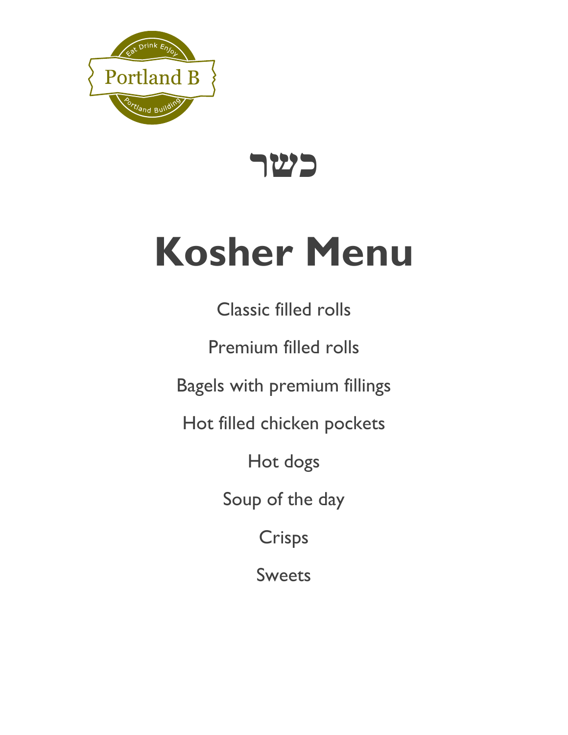Portland B

Eat Drink Enjoy

Portland Building

כשר

# Kosher Menu

Classic filled rolls

Premium filled rolls

Bagels with premium fillings

Hot filled chicken pockets

Hot dogs

Soup of the day

Crisps

Sweets